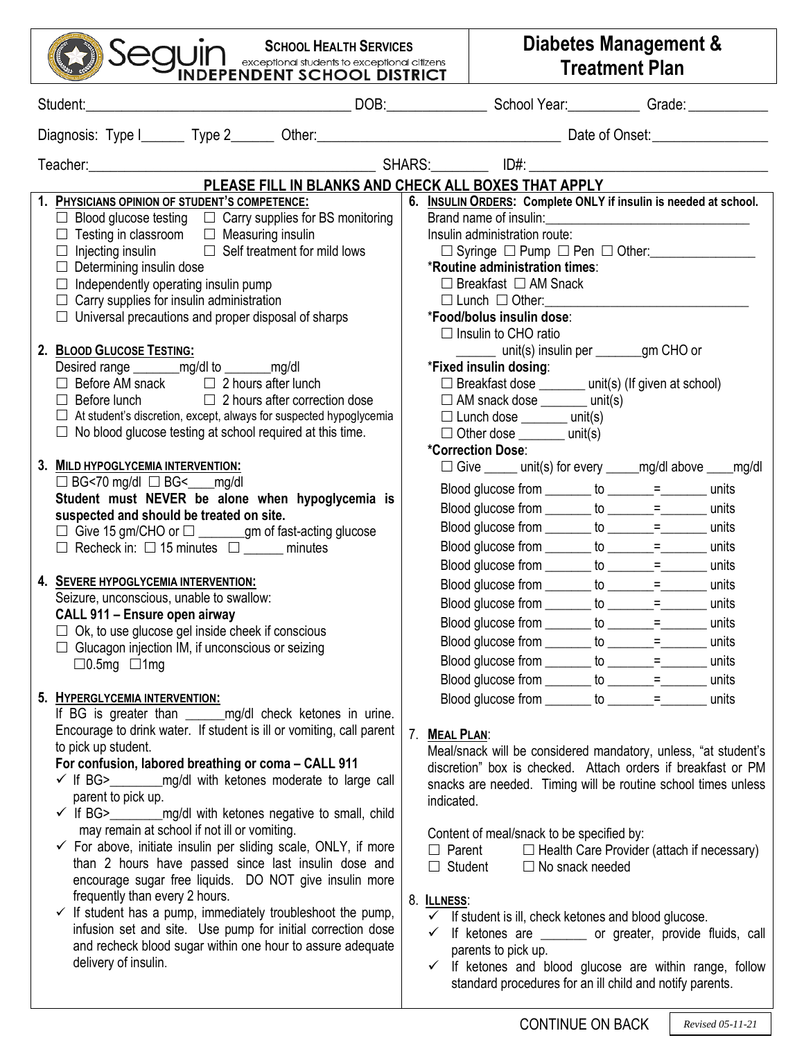**Seguin INDEPENDENT SCHOOL DISTRICT** — exceptional students to exceptional citizens

**SCHOOL HEALTH SERVICES**

# Diabetes Management & Treatment Plan

Student:_____________________________________ DOB:______________ School Year:__________ Grade:___________

Diagnosis: Type I______ Type 2______ Other:_________________________________ Date of Onset:________________

Teacher:________________________________________ SHARS:________ ID#: _________________________________

**PLEASE FILL IN BLANKS AND CHECK ALL BOXES THAT APPLY**

## 1. PHYSICIANS OPINION OF STUDENT'S COMPETENCE:

☐ Blood glucose testing ☐ Carry supplies for BS monitoring
☐ Testing in classroom ☐ Measuring insulin
☐ Injecting insulin ☐ Self treatment for mild lows
☐ Determining insulin dose
☐ Independently operating insulin pump
☐ Carry supplies for insulin administration
☐ Universal precautions and proper disposal of sharps

## 2. BLOOD GLUCOSE TESTING:

Desired range _______mg/dl to _______mg/dl
☐ Before AM snack ☐ 2 hours after lunch
☐ Before lunch ☐ 2 hours after correction dose
☐ At student's discretion, except, always for suspected hypoglycemia
☐ No blood glucose testing at school required at this time.

## 3. MILD HYPOGLYCEMIA INTERVENTION:

☐ BG<70 mg/dl ☐ BG<____mg/dl

**Student must NEVER be alone when hypoglycemia is suspected and should be treated on site.**

☐ Give 15 gm/CHO or ☐ _______gm of fast-acting glucose
☐ Recheck in: ☐ 15 minutes ☐ ______ minutes

## 4. SEVERE HYPOGLYCEMIA INTERVENTION:

Seizure, unconscious, unable to swallow:

**CALL 911 – Ensure open airway**

☐ Ok, to use glucose gel inside cheek if conscious
☐ Glucagon injection IM, if unconscious or seizing
☐0.5mg ☐1mg

## 5. HYPERGLYCEMIA INTERVENTION:

If BG is greater than ______mg/dl check ketones in urine. Encourage to drink water. If student is ill or vomiting, call parent to pick up student.

**For confusion, labored breathing or coma – CALL 911**

- ✓ If BG>________mg/dl with ketones moderate to large call parent to pick up.
- ✓ If BG>________mg/dl with ketones negative to small, child may remain at school if not ill or vomiting.
- ✓ For above, initiate insulin per sliding scale, ONLY, if more than 2 hours have passed since last insulin dose and encourage sugar free liquids. DO NOT give insulin more frequently than every 2 hours.
- ✓ If student has a pump, immediately troubleshoot the pump, infusion set and site. Use pump for initial correction dose and recheck blood sugar within one hour to assure adequate delivery of insulin.

## 6. INSULIN ORDERS: Complete ONLY if insulin is needed at school.

Brand name of insulin:_____________________________

Insulin administration route:
☐ Syringe ☐ Pump ☐ Pen ☐ Other:________________

***Routine administration times**:
☐ Breakfast ☐ AM Snack
☐ Lunch ☐ Other:______________________________

***Food/bolus insulin dose**:
☐ Insulin to CHO ratio
______ unit(s) insulin per _______gm CHO or

***Fixed insulin dosing**:
☐ Breakfast dose _______ unit(s) (If given at school)
☐ AM snack dose _______ unit(s)
☐ Lunch dose _______ unit(s)
☐ Other dose _______ unit(s)

***Correction Dose**:
☐ Give _____ unit(s) for every _____mg/dl above ____mg/dl

Blood glucose from _______ to _______=_______ units
Blood glucose from _______ to _______=_______ units
Blood glucose from _______ to _______=_______ units
Blood glucose from _______ to _______=_______ units
Blood glucose from _______ to _______=_______ units
Blood glucose from _______ to _______=_______ units
Blood glucose from _______ to _______=_______ units
Blood glucose from _______ to _______=_______ units
Blood glucose from _______ to _______=_______ units
Blood glucose from _______ to _______=_______ units
Blood glucose from _______ to _______=_______ units
Blood glucose from _______ to _______=_______ units

## 7. MEAL PLAN:

Meal/snack will be considered mandatory, unless, "at student's discretion" box is checked. Attach orders if breakfast or PM snacks are needed. Timing will be routine school times unless indicated.

Content of meal/snack to be specified by:
☐ Parent ☐ Health Care Provider (attach if necessary)
☐ Student ☐ No snack needed

## 8. ILLNESS:

- ✓ If student is ill, check ketones and blood glucose.
- ✓ If ketones are _______ or greater, provide fluids, call parents to pick up.
- ✓ If ketones and blood glucose are within range, follow standard procedures for an ill child and notify parents.

CONTINUE ON BACK

*Revised 05-11-21*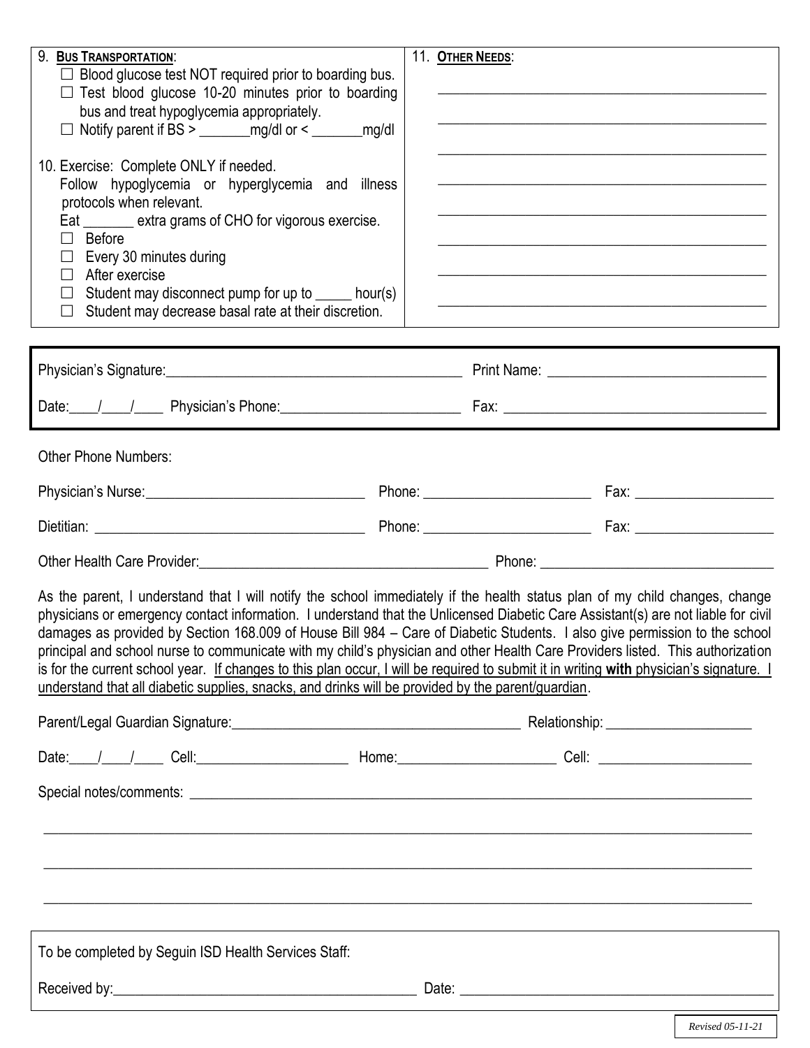9. **BUS TRANSPORTATION**:
   - ☐ Blood glucose test NOT required prior to boarding bus.
   - ☐ Test blood glucose 10-20 minutes prior to boarding bus and treat hypoglycemia appropriately.
   - ☐ Notify parent if BS > _______mg/dl or < _______mg/dl

10. Exercise: Complete ONLY if needed.
    Follow hypoglycemia or hyperglycemia and illness protocols when relevant.
    Eat _______ extra grams of CHO for vigorous exercise.
    - ☐ Before
    - ☐ Every 30 minutes during
    - ☐ After exercise
    - ☐ Student may disconnect pump for up to _____ hour(s)
    - ☐ Student may decrease basal rate at their discretion.

11. **OTHER NEEDS**:
    _____________________________________________
    _____________________________________________
    _____________________________________________
    _____________________________________________
    _____________________________________________
    _____________________________________________
    _____________________________________________
    _____________________________________________

Physician's Signature:________________________________________ Print Name: ______________________________

Date:____/____/____ Physician's Phone:_________________________ Fax: ____________________________________

Other Phone Numbers:

Physician's Nurse:______________________________ Phone: _______________________ Fax: ___________________

Dietitian: ______________________________________ Phone: _______________________ Fax: ___________________

Other Health Care Provider:________________________________________ Phone: ________________________________

As the parent, I understand that I will notify the school immediately if the health status plan of my child changes, change physicians or emergency contact information. I understand that the Unlicensed Diabetic Care Assistant(s) are not liable for civil damages as provided by Section 168.009 of House Bill 984 – Care of Diabetic Students. I also give permission to the school principal and school nurse to communicate with my child's physician and other Health Care Providers listed. This authorization is for the current school year. <u>If changes to this plan occur, I will be required to submit it in writing **with** physician's signature. I understand that all diabetic supplies, snacks, and drinks will be provided by the parent/guardian</u>.

Parent/Legal Guardian Signature:________________________________________ Relationship: ____________________

Date:____/____/____ Cell:_____________________ Home:_____________________ Cell: _____________________

Special notes/comments: ________________________________________________________________________________

_____________________________________________________________________________________________________

_____________________________________________________________________________________________________

_____________________________________________________________________________________________________

To be completed by Seguin ISD Health Services Staff:

Received by:__________________________________________ Date: ___________________________________________

*Revised 05-11-21*